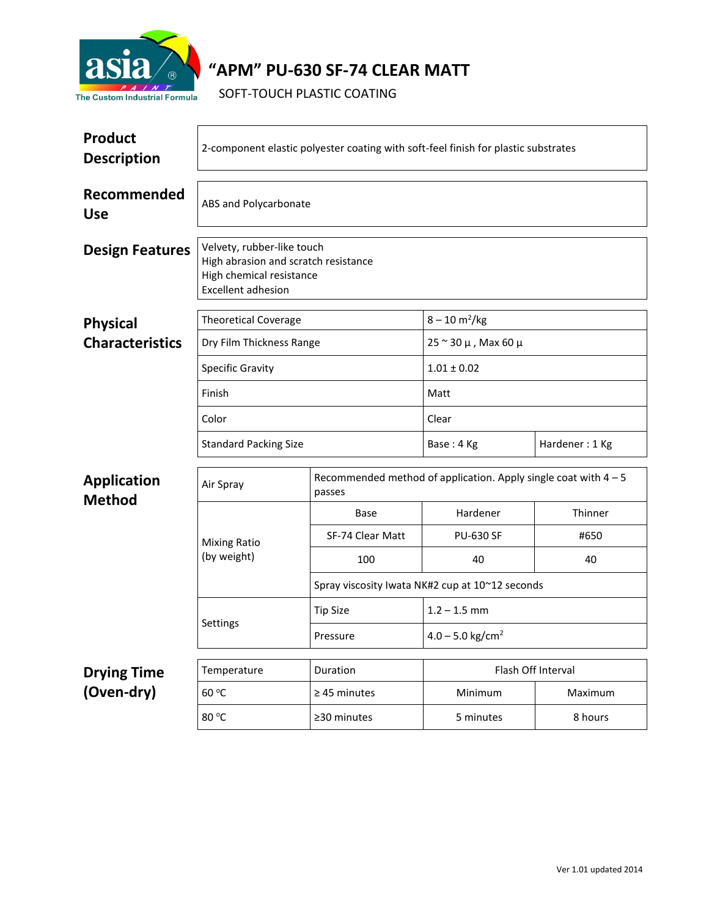# "APM" PU-630 SF-74 CLEAR MATT

SOFT-TOUCH PLASTIC COATING

## Product Description

2-component elastic polyester coating with soft-feel finish for plastic substrates

## Recommended Use

ABS and Polycarbonate

## Design Features

Velvety, rubber-like touch
High abrasion and scratch resistance
High chemical resistance
Excellent adhesion

## Physical Characteristics

| | | |
|---|---|---|
| Theoretical Coverage | 8 – 10 $m^2$/kg | |
| Dry Film Thickness Range | 25 ~ 30 µ , Max 60 µ | |
| Specific Gravity | 1.01 ± 0.02 | |
| Finish | Matt | |
| Color | Clear | |
| Standard Packing Size | Base : 4 Kg | Hardener : 1 Kg |

## Application Method

| | | | |
|---|---|---|---|
| Air Spray | Recommended method of application. Apply single coat with 4 – 5 passes | | |
| Mixing Ratio (by weight) | Base | Hardener | Thinner |
| | SF-74 Clear Matt | PU-630 SF | #650 |
| | 100 | 40 | 40 |
| | Spray viscosity Iwata NK#2 cup at 10~12 seconds | | |
| Settings | Tip Size | 1.2 – 1.5 mm | |
| | Pressure | 4.0 – 5.0 kg/$cm^2$ | |

## Drying Time (Oven-dry)

| Temperature | Duration | Flash Off Interval | |
|---|---|---|---|
| 60 °C | ≥ 45 minutes | Minimum | Maximum |
| 80 °C | ≥30 minutes | 5 minutes | 8 hours |

Ver 1.01 updated 2014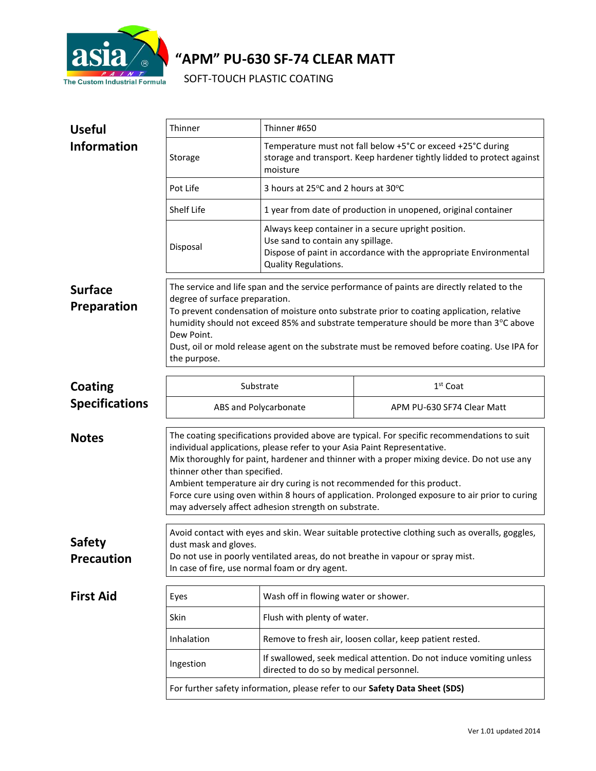# "APM" PU-630 SF-74 CLEAR MATT

SOFT-TOUCH PLASTIC COATING

## Useful Information

| | |
|---|---|
| Thinner | Thinner #650 |
| Storage | Temperature must not fall below +5°C or exceed +25°C during storage and transport. Keep hardener tightly lidded to protect against moisture |
| Pot Life | 3 hours at 25°C and 2 hours at 30°C |
| Shelf Life | 1 year from date of production in unopened, original container |
| Disposal | Always keep container in a secure upright position.<br>Use sand to contain any spillage.<br>Dispose of paint in accordance with the appropriate Environmental Quality Regulations. |

## Surface Preparation

The service and life span and the service performance of paints are directly related to the degree of surface preparation.
To prevent condensation of moisture onto substrate prior to coating application, relative humidity should not exceed 85% and substrate temperature should be more than 3°C above Dew Point.
Dust, oil or mold release agent on the substrate must be removed before coating. Use IPA for the purpose.

## Coating Specifications

| Substrate | 1st Coat |
|---|---|
| ABS and Polycarbonate | APM PU-630 SF74 Clear Matt |

## Notes

The coating specifications provided above are typical. For specific recommendations to suit individual applications, please refer to your Asia Paint Representative.
Mix thoroughly for paint, hardener and thinner with a proper mixing device. Do not use any thinner other than specified.
Ambient temperature air dry curing is not recommended for this product.
Force cure using oven within 8 hours of application. Prolonged exposure to air prior to curing may adversely affect adhesion strength on substrate.

## Safety Precaution

Avoid contact with eyes and skin. Wear suitable protective clothing such as overalls, goggles, dust mask and gloves.
Do not use in poorly ventilated areas, do not breathe in vapour or spray mist.
In case of fire, use normal foam or dry agent.

## First Aid

| | |
|---|---|
| Eyes | Wash off in flowing water or shower. |
| Skin | Flush with plenty of water. |
| Inhalation | Remove to fresh air, loosen collar, keep patient rested. |
| Ingestion | If swallowed, seek medical attention. Do not induce vomiting unless directed to do so by medical personnel. |

For further safety information, please refer to our **Safety Data Sheet (SDS)**

Ver 1.01 updated 2014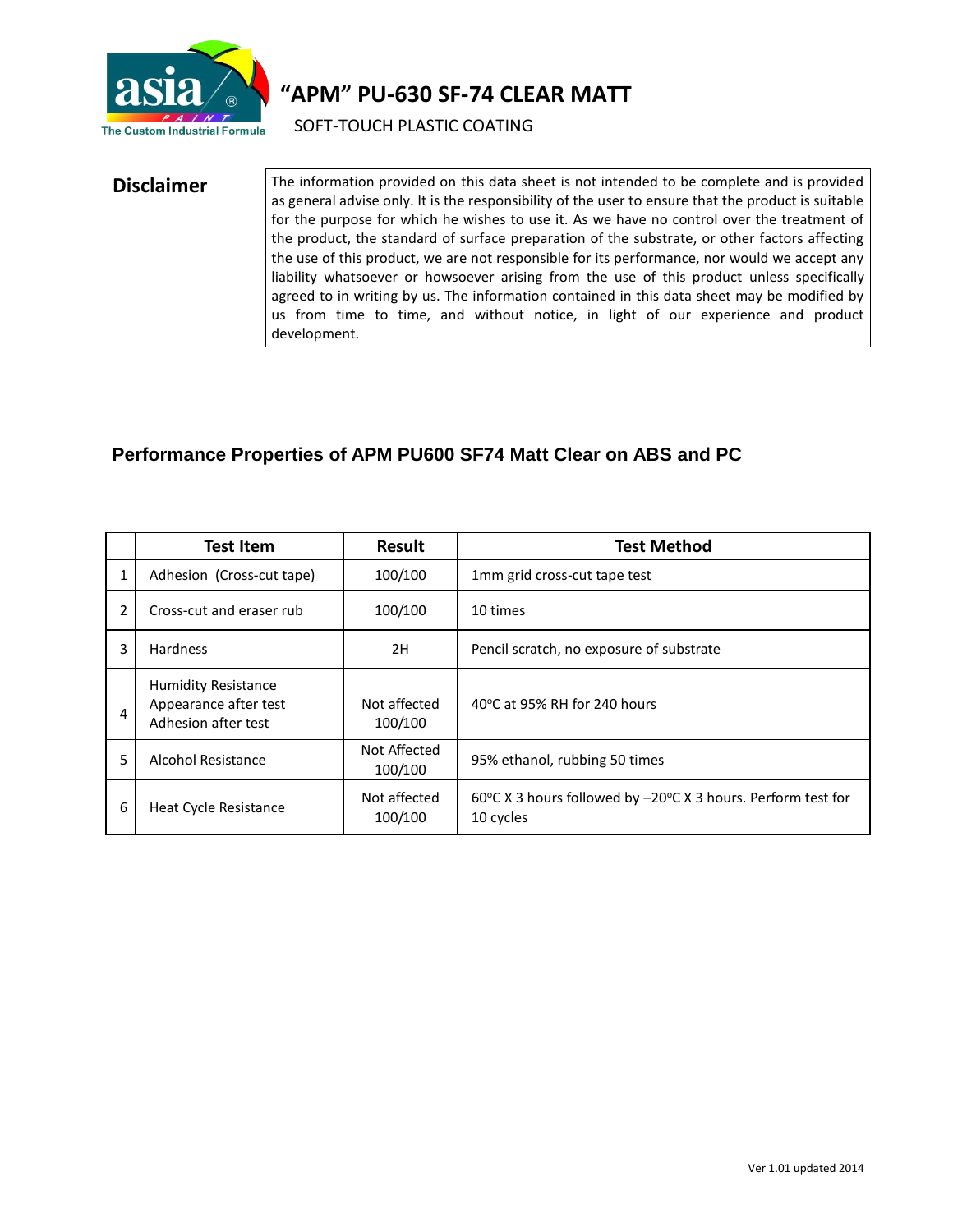# "APM" PU-630 SF-74 CLEAR MATT

SOFT-TOUCH PLASTIC COATING

## Disclaimer

The information provided on this data sheet is not intended to be complete and is provided as general advise only. It is the responsibility of the user to ensure that the product is suitable for the purpose for which he wishes to use it. As we have no control over the treatment of the product, the standard of surface preparation of the substrate, or other factors affecting the use of this product, we are not responsible for its performance, nor would we accept any liability whatsoever or howsoever arising from the use of this product unless specifically agreed to in writing by us. The information contained in this data sheet may be modified by us from time to time, and without notice, in light of our experience and product development.

## Performance Properties of APM PU600 SF74 Matt Clear on ABS and PC

| | Test Item | Result | Test Method |
|---|---|---|---|
| 1 | Adhesion (Cross-cut tape) | 100/100 | 1mm grid cross-cut tape test |
| 2 | Cross-cut and eraser rub | 100/100 | 10 times |
| 3 | Hardness | 2H | Pencil scratch, no exposure of substrate |
| 4 | Humidity Resistance<br>Appearance after test<br>Adhesion after test | Not affected<br>100/100 | 40ºC at 95% RH for 240 hours |
| 5 | Alcohol Resistance | Not Affected<br>100/100 | 95% ethanol, rubbing 50 times |
| 6 | Heat Cycle Resistance | Not affected<br>100/100 | 60ºC X 3 hours followed by –20ºC X 3 hours. Perform test for 10 cycles |

Ver 1.01 updated 2014